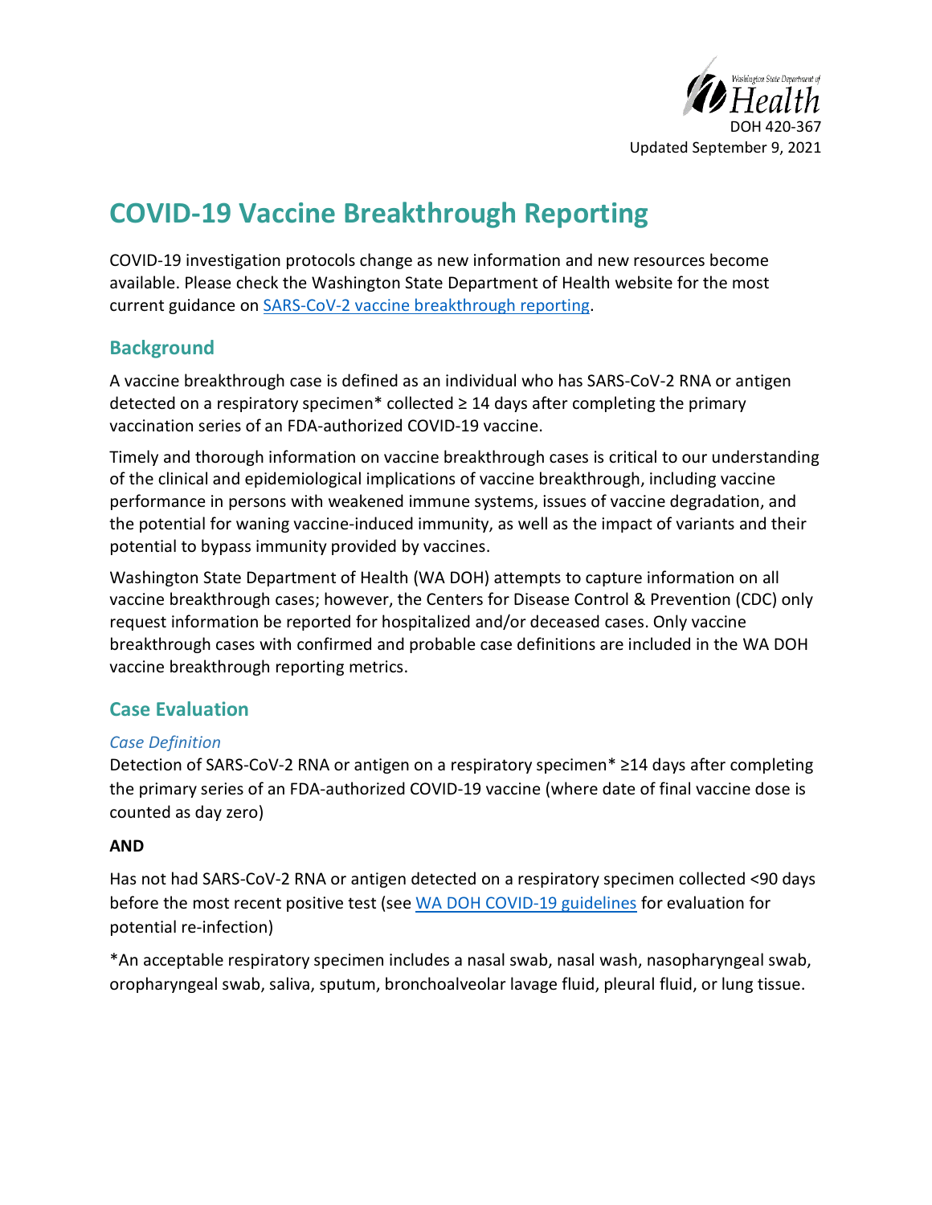DOH 420-367
Updated September 9, 2021

# COVID-19 Vaccine Breakthrough Reporting

COVID-19 investigation protocols change as new information and new resources become available. Please check the Washington State Department of Health website for the most current guidance on SARS-CoV-2 vaccine breakthrough reporting.

## Background

A vaccine breakthrough case is defined as an individual who has SARS-CoV-2 RNA or antigen detected on a respiratory specimen* collected ≥ 14 days after completing the primary vaccination series of an FDA-authorized COVID-19 vaccine.

Timely and thorough information on vaccine breakthrough cases is critical to our understanding of the clinical and epidemiological implications of vaccine breakthrough, including vaccine performance in persons with weakened immune systems, issues of vaccine degradation, and the potential for waning vaccine-induced immunity, as well as the impact of variants and their potential to bypass immunity provided by vaccines.

Washington State Department of Health (WA DOH) attempts to capture information on all vaccine breakthrough cases; however, the Centers for Disease Control & Prevention (CDC) only request information be reported for hospitalized and/or deceased cases. Only vaccine breakthrough cases with confirmed and probable case definitions are included in the WA DOH vaccine breakthrough reporting metrics.

## Case Evaluation

### *Case Definition*

Detection of SARS-CoV-2 RNA or antigen on a respiratory specimen* ≥14 days after completing the primary series of an FDA-authorized COVID-19 vaccine (where date of final vaccine dose is counted as day zero)

**AND**

Has not had SARS-CoV-2 RNA or antigen detected on a respiratory specimen collected <90 days before the most recent positive test (see WA DOH COVID-19 guidelines for evaluation for potential re-infection)

*An acceptable respiratory specimen includes a nasal swab, nasal wash, nasopharyngeal swab, oropharyngeal swab, saliva, sputum, bronchoalveolar lavage fluid, pleural fluid, or lung tissue.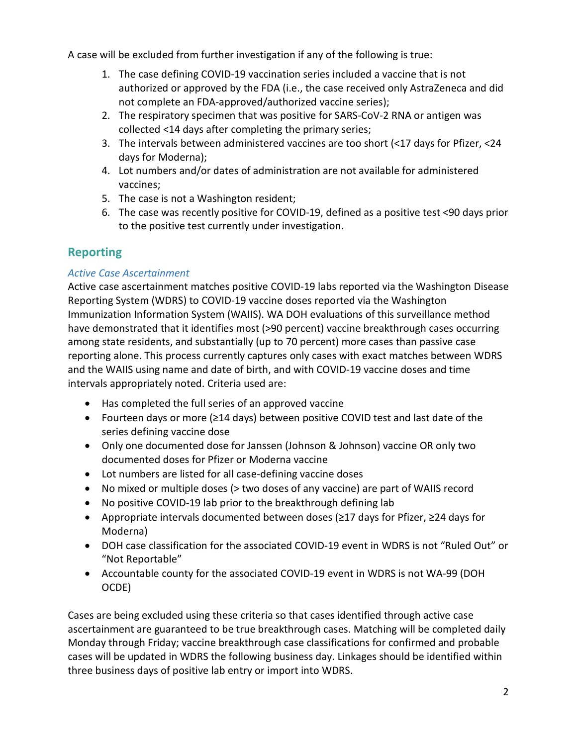A case will be excluded from further investigation if any of the following is true:

1. The case defining COVID-19 vaccination series included a vaccine that is not authorized or approved by the FDA (i.e., the case received only AstraZeneca and did not complete an FDA-approved/authorized vaccine series);
2. The respiratory specimen that was positive for SARS-CoV-2 RNA or antigen was collected <14 days after completing the primary series;
3. The intervals between administered vaccines are too short (<17 days for Pfizer, <24 days for Moderna);
4. Lot numbers and/or dates of administration are not available for administered vaccines;
5. The case is not a Washington resident;
6. The case was recently positive for COVID-19, defined as a positive test <90 days prior to the positive test currently under investigation.

## Reporting

### *Active Case Ascertainment*

Active case ascertainment matches positive COVID-19 labs reported via the Washington Disease Reporting System (WDRS) to COVID-19 vaccine doses reported via the Washington Immunization Information System (WAIIS). WA DOH evaluations of this surveillance method have demonstrated that it identifies most (>90 percent) vaccine breakthrough cases occurring among state residents, and substantially (up to 70 percent) more cases than passive case reporting alone. This process currently captures only cases with exact matches between WDRS and the WAIIS using name and date of birth, and with COVID-19 vaccine doses and time intervals appropriately noted. Criteria used are:

- Has completed the full series of an approved vaccine
- Fourteen days or more (≥14 days) between positive COVID test and last date of the series defining vaccine dose
- Only one documented dose for Janssen (Johnson & Johnson) vaccine OR only two documented doses for Pfizer or Moderna vaccine
- Lot numbers are listed for all case-defining vaccine doses
- No mixed or multiple doses (> two doses of any vaccine) are part of WAIIS record
- No positive COVID-19 lab prior to the breakthrough defining lab
- Appropriate intervals documented between doses (≥17 days for Pfizer, ≥24 days for Moderna)
- DOH case classification for the associated COVID-19 event in WDRS is not "Ruled Out" or "Not Reportable"
- Accountable county for the associated COVID-19 event in WDRS is not WA-99 (DOH OCDE)

Cases are being excluded using these criteria so that cases identified through active case ascertainment are guaranteed to be true breakthrough cases. Matching will be completed daily Monday through Friday; vaccine breakthrough case classifications for confirmed and probable cases will be updated in WDRS the following business day. Linkages should be identified within three business days of positive lab entry or import into WDRS.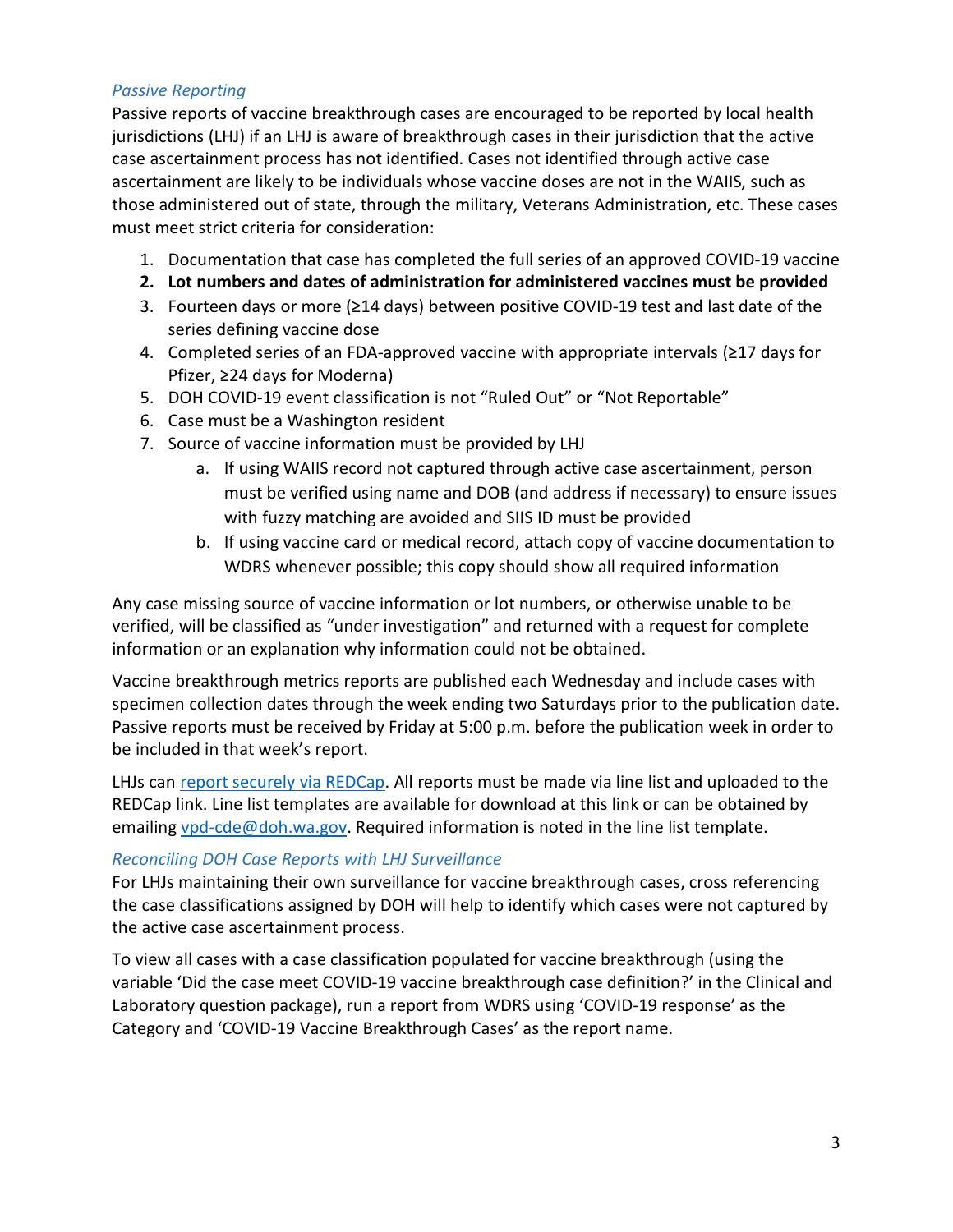*Passive Reporting*

Passive reports of vaccine breakthrough cases are encouraged to be reported by local health jurisdictions (LHJ) if an LHJ is aware of breakthrough cases in their jurisdiction that the active case ascertainment process has not identified. Cases not identified through active case ascertainment are likely to be individuals whose vaccine doses are not in the WAIIS, such as those administered out of state, through the military, Veterans Administration, etc. These cases must meet strict criteria for consideration:

1. Documentation that case has completed the full series of an approved COVID-19 vaccine
2. **Lot numbers and dates of administration for administered vaccines must be provided**
3. Fourteen days or more (≥14 days) between positive COVID-19 test and last date of the series defining vaccine dose
4. Completed series of an FDA-approved vaccine with appropriate intervals (≥17 days for Pfizer, ≥24 days for Moderna)
5. DOH COVID-19 event classification is not "Ruled Out" or "Not Reportable"
6. Case must be a Washington resident
7. Source of vaccine information must be provided by LHJ
   a. If using WAIIS record not captured through active case ascertainment, person must be verified using name and DOB (and address if necessary) to ensure issues with fuzzy matching are avoided and SIIS ID must be provided
   b. If using vaccine card or medical record, attach copy of vaccine documentation to WDRS whenever possible; this copy should show all required information

Any case missing source of vaccine information or lot numbers, or otherwise unable to be verified, will be classified as "under investigation" and returned with a request for complete information or an explanation why information could not be obtained.

Vaccine breakthrough metrics reports are published each Wednesday and include cases with specimen collection dates through the week ending two Saturdays prior to the publication date. Passive reports must be received by Friday at 5:00 p.m. before the publication week in order to be included in that week's report.

LHJs can [report securely via REDCap](). All reports must be made via line list and uploaded to the REDCap link. Line list templates are available for download at this link or can be obtained by emailing [vpd-cde@doh.wa.gov](mailto:vpd-cde@doh.wa.gov). Required information is noted in the line list template.

*Reconciling DOH Case Reports with LHJ Surveillance*

For LHJs maintaining their own surveillance for vaccine breakthrough cases, cross referencing the case classifications assigned by DOH will help to identify which cases were not captured by the active case ascertainment process.

To view all cases with a case classification populated for vaccine breakthrough (using the variable 'Did the case meet COVID-19 vaccine breakthrough case definition?' in the Clinical and Laboratory question package), run a report from WDRS using 'COVID-19 response' as the Category and 'COVID-19 Vaccine Breakthrough Cases' as the report name.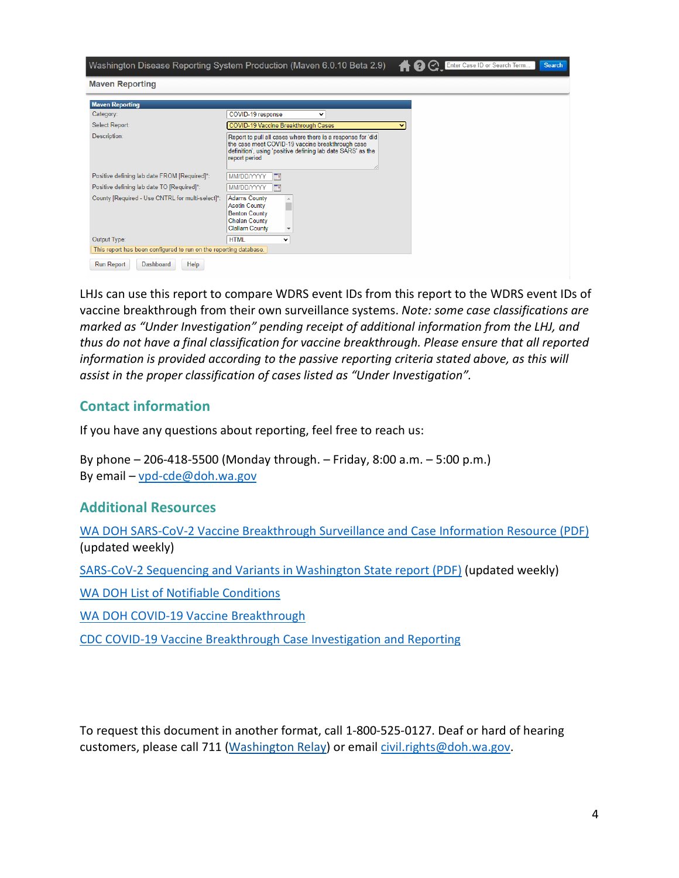LHJs can use this report to compare WDRS event IDs from this report to the WDRS event IDs of vaccine breakthrough from their own surveillance systems. *Note: some case classifications are marked as "Under Investigation" pending receipt of additional information from the LHJ, and thus do not have a final classification for vaccine breakthrough. Please ensure that all reported information is provided according to the passive reporting criteria stated above, as this will assist in the proper classification of cases listed as "Under Investigation".*

## Contact information

If you have any questions about reporting, feel free to reach us:

By phone – 206-418-5500 (Monday through. – Friday, 8:00 a.m. – 5:00 p.m.)
By email – vpd-cde@doh.wa.gov

## Additional Resources

WA DOH SARS-CoV-2 Vaccine Breakthrough Surveillance and Case Information Resource (PDF) (updated weekly)

SARS-CoV-2 Sequencing and Variants in Washington State report (PDF) (updated weekly)

WA DOH List of Notifiable Conditions

WA DOH COVID-19 Vaccine Breakthrough

CDC COVID-19 Vaccine Breakthrough Case Investigation and Reporting

To request this document in another format, call 1-800-525-0127. Deaf or hard of hearing customers, please call 711 (Washington Relay) or email civil.rights@doh.wa.gov.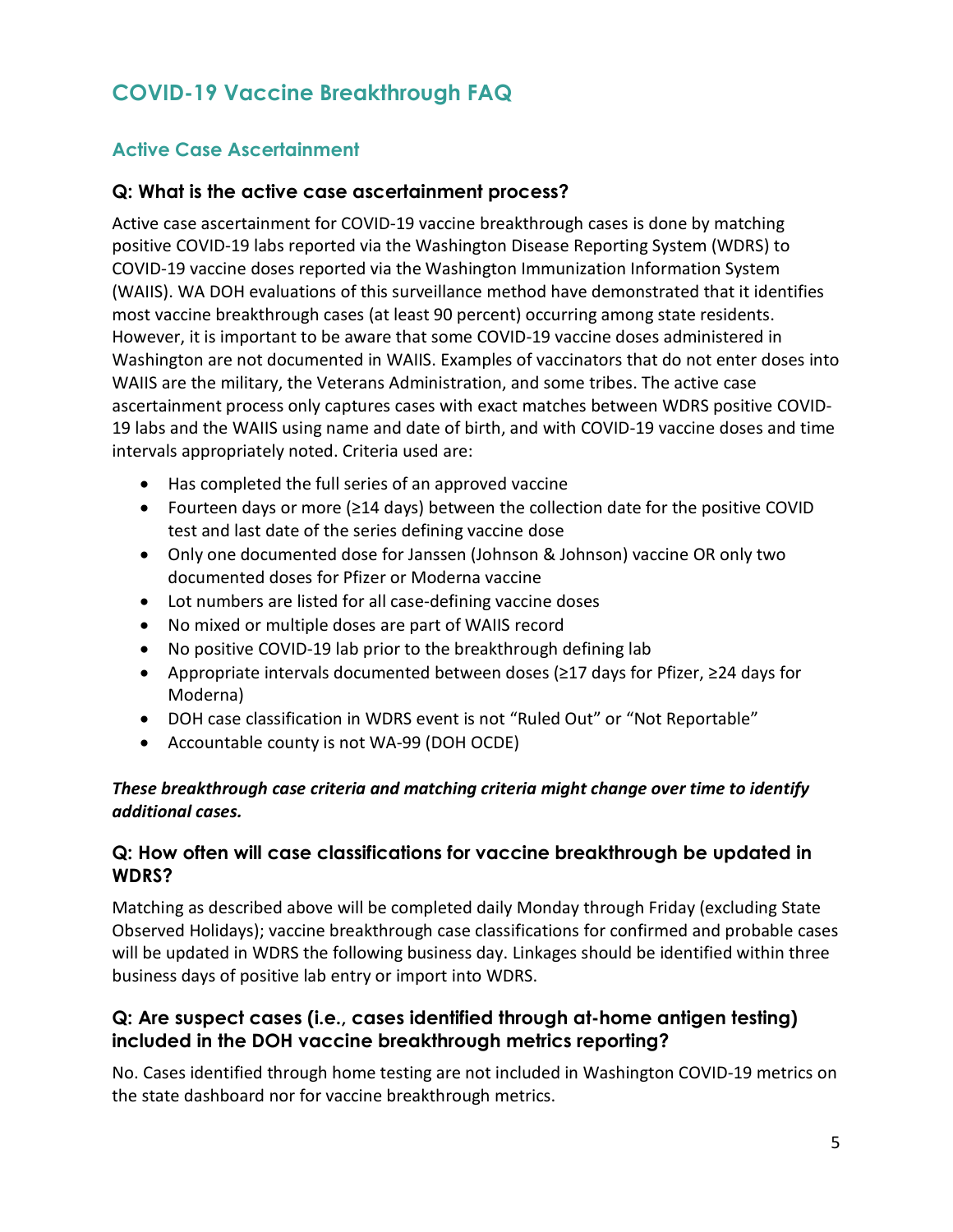## COVID-19 Vaccine Breakthrough FAQ

### Active Case Ascertainment

#### Q: What is the active case ascertainment process?

Active case ascertainment for COVID-19 vaccine breakthrough cases is done by matching positive COVID-19 labs reported via the Washington Disease Reporting System (WDRS) to COVID-19 vaccine doses reported via the Washington Immunization Information System (WAIIS). WA DOH evaluations of this surveillance method have demonstrated that it identifies most vaccine breakthrough cases (at least 90 percent) occurring among state residents. However, it is important to be aware that some COVID-19 vaccine doses administered in Washington are not documented in WAIIS. Examples of vaccinators that do not enter doses into WAIIS are the military, the Veterans Administration, and some tribes. The active case ascertainment process only captures cases with exact matches between WDRS positive COVID-19 labs and the WAIIS using name and date of birth, and with COVID-19 vaccine doses and time intervals appropriately noted. Criteria used are:

- Has completed the full series of an approved vaccine
- Fourteen days or more (≥14 days) between the collection date for the positive COVID test and last date of the series defining vaccine dose
- Only one documented dose for Janssen (Johnson & Johnson) vaccine OR only two documented doses for Pfizer or Moderna vaccine
- Lot numbers are listed for all case-defining vaccine doses
- No mixed or multiple doses are part of WAIIS record
- No positive COVID-19 lab prior to the breakthrough defining lab
- Appropriate intervals documented between doses (≥17 days for Pfizer, ≥24 days for Moderna)
- DOH case classification in WDRS event is not "Ruled Out" or "Not Reportable"
- Accountable county is not WA-99 (DOH OCDE)

***These breakthrough case criteria and matching criteria might change over time to identify additional cases.***

#### Q: How often will case classifications for vaccine breakthrough be updated in WDRS?

Matching as described above will be completed daily Monday through Friday (excluding State Observed Holidays); vaccine breakthrough case classifications for confirmed and probable cases will be updated in WDRS the following business day. Linkages should be identified within three business days of positive lab entry or import into WDRS.

#### Q: Are suspect cases (i.e., cases identified through at-home antigen testing) included in the DOH vaccine breakthrough metrics reporting?

No. Cases identified through home testing are not included in Washington COVID-19 metrics on the state dashboard nor for vaccine breakthrough metrics.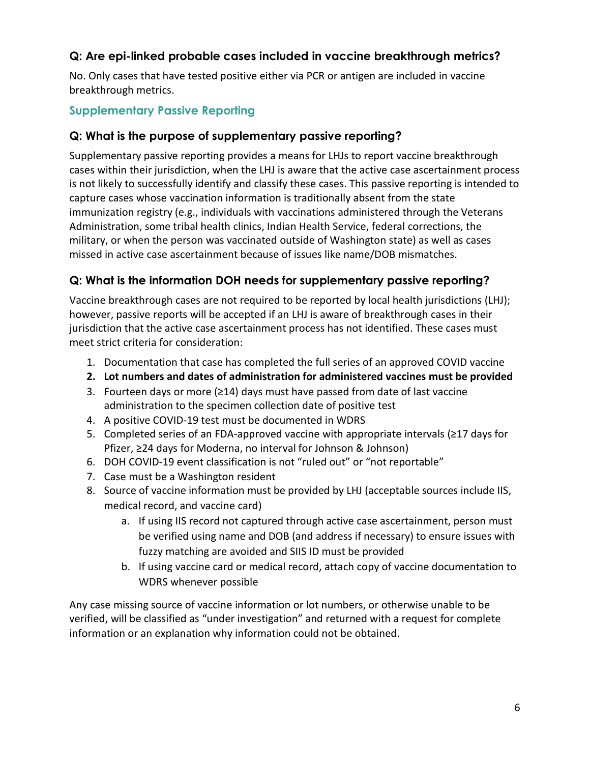### Q: Are epi-linked probable cases included in vaccine breakthrough metrics?

No. Only cases that have tested positive either via PCR or antigen are included in vaccine breakthrough metrics.

## Supplementary Passive Reporting

### Q: What is the purpose of supplementary passive reporting?

Supplementary passive reporting provides a means for LHJs to report vaccine breakthrough cases within their jurisdiction, when the LHJ is aware that the active case ascertainment process is not likely to successfully identify and classify these cases. This passive reporting is intended to capture cases whose vaccination information is traditionally absent from the state immunization registry (e.g., individuals with vaccinations administered through the Veterans Administration, some tribal health clinics, Indian Health Service, federal corrections, the military, or when the person was vaccinated outside of Washington state) as well as cases missed in active case ascertainment because of issues like name/DOB mismatches.

### Q: What is the information DOH needs for supplementary passive reporting?

Vaccine breakthrough cases are not required to be reported by local health jurisdictions (LHJ); however, passive reports will be accepted if an LHJ is aware of breakthrough cases in their jurisdiction that the active case ascertainment process has not identified. These cases must meet strict criteria for consideration:

1. Documentation that case has completed the full series of an approved COVID vaccine
2. **Lot numbers and dates of administration for administered vaccines must be provided**
3. Fourteen days or more (≥14) days must have passed from date of last vaccine administration to the specimen collection date of positive test
4. A positive COVID-19 test must be documented in WDRS
5. Completed series of an FDA-approved vaccine with appropriate intervals (≥17 days for Pfizer, ≥24 days for Moderna, no interval for Johnson & Johnson)
6. DOH COVID-19 event classification is not "ruled out" or "not reportable"
7. Case must be a Washington resident
8. Source of vaccine information must be provided by LHJ (acceptable sources include IIS, medical record, and vaccine card)
    a. If using IIS record not captured through active case ascertainment, person must be verified using name and DOB (and address if necessary) to ensure issues with fuzzy matching are avoided and SIIS ID must be provided
    b. If using vaccine card or medical record, attach copy of vaccine documentation to WDRS whenever possible

Any case missing source of vaccine information or lot numbers, or otherwise unable to be verified, will be classified as "under investigation" and returned with a request for complete information or an explanation why information could not be obtained.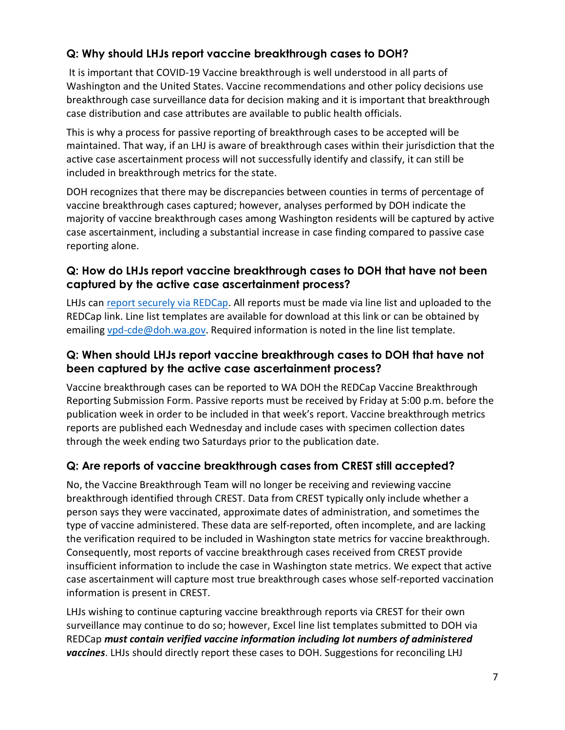### Q: Why should LHJs report vaccine breakthrough cases to DOH?

It is important that COVID-19 Vaccine breakthrough is well understood in all parts of Washington and the United States. Vaccine recommendations and other policy decisions use breakthrough case surveillance data for decision making and it is important that breakthrough case distribution and case attributes are available to public health officials.

This is why a process for passive reporting of breakthrough cases to be accepted will be maintained. That way, if an LHJ is aware of breakthrough cases within their jurisdiction that the active case ascertainment process will not successfully identify and classify, it can still be included in breakthrough metrics for the state.

DOH recognizes that there may be discrepancies between counties in terms of percentage of vaccine breakthrough cases captured; however, analyses performed by DOH indicate the majority of vaccine breakthrough cases among Washington residents will be captured by active case ascertainment, including a substantial increase in case finding compared to passive case reporting alone.

### Q: How do LHJs report vaccine breakthrough cases to DOH that have not been captured by the active case ascertainment process?

LHJs can [report securely via REDCap](). All reports must be made via line list and uploaded to the REDCap link. Line list templates are available for download at this link or can be obtained by emailing [vpd-cde@doh.wa.gov](mailto:vpd-cde@doh.wa.gov). Required information is noted in the line list template.

### Q: When should LHJs report vaccine breakthrough cases to DOH that have not been captured by the active case ascertainment process?

Vaccine breakthrough cases can be reported to WA DOH the REDCap Vaccine Breakthrough Reporting Submission Form. Passive reports must be received by Friday at 5:00 p.m. before the publication week in order to be included in that week's report. Vaccine breakthrough metrics reports are published each Wednesday and include cases with specimen collection dates through the week ending two Saturdays prior to the publication date.

### Q: Are reports of vaccine breakthrough cases from CREST still accepted?

No, the Vaccine Breakthrough Team will no longer be receiving and reviewing vaccine breakthrough identified through CREST. Data from CREST typically only include whether a person says they were vaccinated, approximate dates of administration, and sometimes the type of vaccine administered. These data are self-reported, often incomplete, and are lacking the verification required to be included in Washington state metrics for vaccine breakthrough. Consequently, most reports of vaccine breakthrough cases received from CREST provide insufficient information to include the case in Washington state metrics. We expect that active case ascertainment will capture most true breakthrough cases whose self-reported vaccination information is present in CREST.

LHJs wishing to continue capturing vaccine breakthrough reports via CREST for their own surveillance may continue to do so; however, Excel line list templates submitted to DOH via REDCap ***must contain verified vaccine information including lot numbers of administered vaccines***. LHJs should directly report these cases to DOH. Suggestions for reconciling LHJ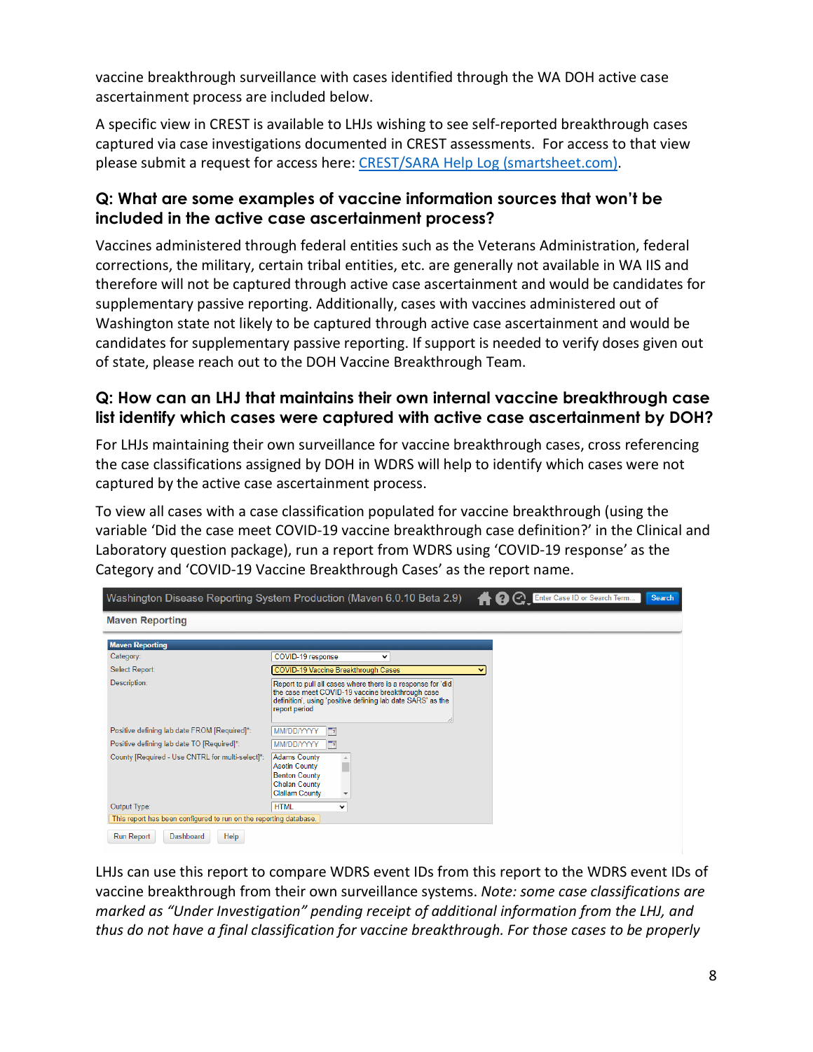vaccine breakthrough surveillance with cases identified through the WA DOH active case ascertainment process are included below.

A specific view in CREST is available to LHJs wishing to see self-reported breakthrough cases captured via case investigations documented in CREST assessments. For access to that view please submit a request for access here: [CREST/SARA Help Log (smartsheet.com)](CREST/SARA Help Log (smartsheet.com)).

### Q: What are some examples of vaccine information sources that won't be included in the active case ascertainment process?

Vaccines administered through federal entities such as the Veterans Administration, federal corrections, the military, certain tribal entities, etc. are generally not available in WA IIS and therefore will not be captured through active case ascertainment and would be candidates for supplementary passive reporting. Additionally, cases with vaccines administered out of Washington state not likely to be captured through active case ascertainment and would be candidates for supplementary passive reporting. If support is needed to verify doses given out of state, please reach out to the DOH Vaccine Breakthrough Team.

### Q: How can an LHJ that maintains their own internal vaccine breakthrough case list identify which cases were captured with active case ascertainment by DOH?

For LHJs maintaining their own surveillance for vaccine breakthrough cases, cross referencing the case classifications assigned by DOH in WDRS will help to identify which cases were not captured by the active case ascertainment process.

To view all cases with a case classification populated for vaccine breakthrough (using the variable 'Did the case meet COVID-19 vaccine breakthrough case definition?' in the Clinical and Laboratory question package), run a report from WDRS using 'COVID-19 response' as the Category and 'COVID-19 Vaccine Breakthrough Cases' as the report name.

Washington Disease Reporting System Production (Maven 6.0.10 Beta 2.9)

Maven Reporting

| Maven Reporting | |
|---|---|
| Category: | COVID-19 response |
| Select Report: | COVID-19 Vaccine Breakthrough Cases |
| Description: | Report to pull all cases where there is a response for 'did the case meet COVID-19 vaccine breakthrough case definition', using 'positive defining lab date SARS' as the report period |
| Positive defining lab date FROM [Required]*: | MM/DD/YYYY |
| Positive defining lab date TO [Required]*: | MM/DD/YYYY |
| County [Required - Use CNTRL for multi-select]*: | Adams County, Asotin County, Benton County, Chelan County, Clallam County |
| Output Type: | HTML |

This report has been configured to run on the reporting database.

Run Report | Dashboard | Help

LHJs can use this report to compare WDRS event IDs from this report to the WDRS event IDs of vaccine breakthrough from their own surveillance systems. *Note: some case classifications are marked as "Under Investigation" pending receipt of additional information from the LHJ, and thus do not have a final classification for vaccine breakthrough. For those cases to be properly*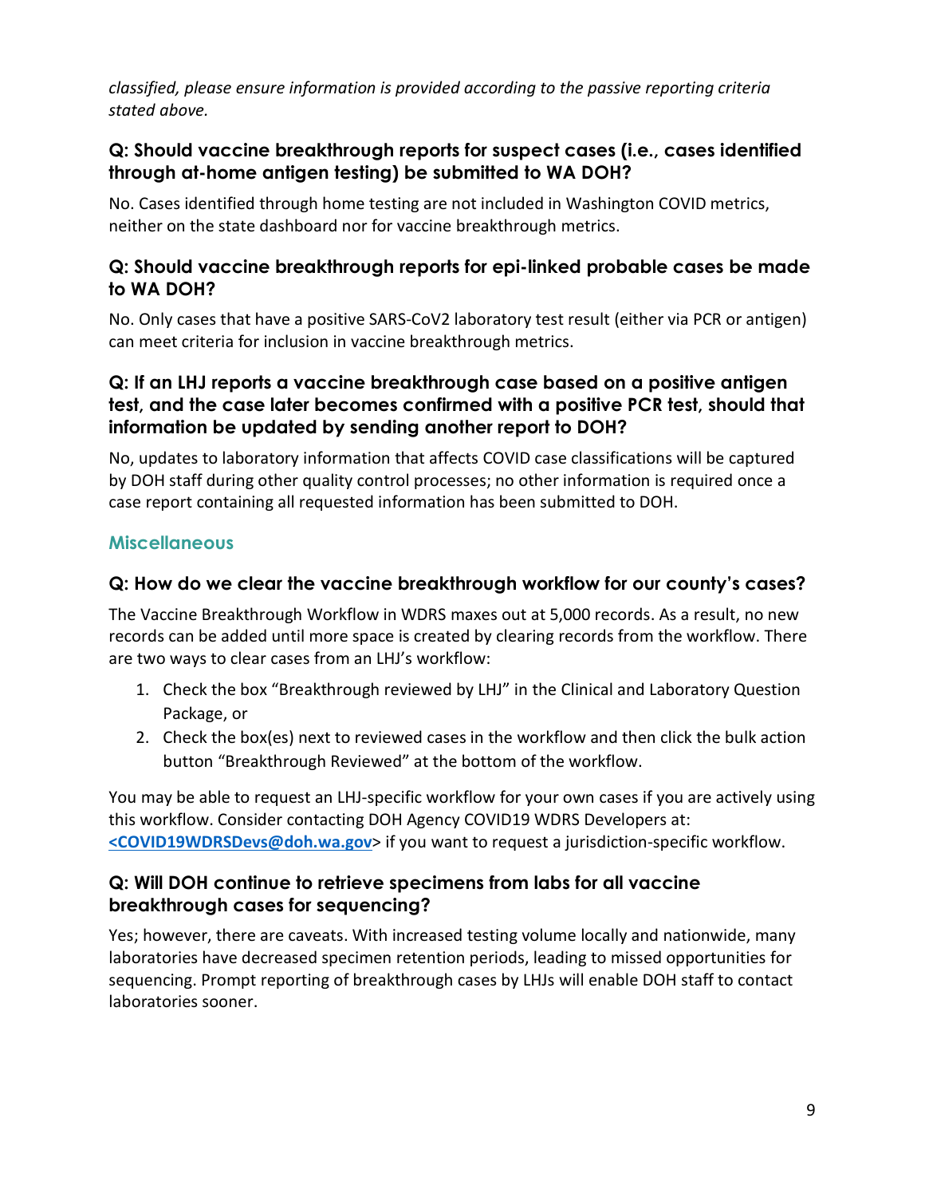*classified, please ensure information is provided according to the passive reporting criteria stated above.*

### Q: Should vaccine breakthrough reports for suspect cases (i.e., cases identified through at-home antigen testing) be submitted to WA DOH?

No. Cases identified through home testing are not included in Washington COVID metrics, neither on the state dashboard nor for vaccine breakthrough metrics.

### Q: Should vaccine breakthrough reports for epi-linked probable cases be made to WA DOH?

No. Only cases that have a positive SARS-CoV2 laboratory test result (either via PCR or antigen) can meet criteria for inclusion in vaccine breakthrough metrics.

### Q: If an LHJ reports a vaccine breakthrough case based on a positive antigen test, and the case later becomes confirmed with a positive PCR test, should that information be updated by sending another report to DOH?

No, updates to laboratory information that affects COVID case classifications will be captured by DOH staff during other quality control processes; no other information is required once a case report containing all requested information has been submitted to DOH.

## Miscellaneous

### Q: How do we clear the vaccine breakthrough workflow for our county's cases?

The Vaccine Breakthrough Workflow in WDRS maxes out at 5,000 records. As a result, no new records can be added until more space is created by clearing records from the workflow. There are two ways to clear cases from an LHJ's workflow:

1. Check the box "Breakthrough reviewed by LHJ" in the Clinical and Laboratory Question Package, or
2. Check the box(es) next to reviewed cases in the workflow and then click the bulk action button "Breakthrough Reviewed" at the bottom of the workflow.

You may be able to request an LHJ-specific workflow for your own cases if you are actively using this workflow. Consider contacting DOH Agency COVID19 WDRS Developers at: <COVID19WDRSDevs@doh.wa.gov> if you want to request a jurisdiction-specific workflow.

### Q: Will DOH continue to retrieve specimens from labs for all vaccine breakthrough cases for sequencing?

Yes; however, there are caveats. With increased testing volume locally and nationwide, many laboratories have decreased specimen retention periods, leading to missed opportunities for sequencing. Prompt reporting of breakthrough cases by LHJs will enable DOH staff to contact laboratories sooner.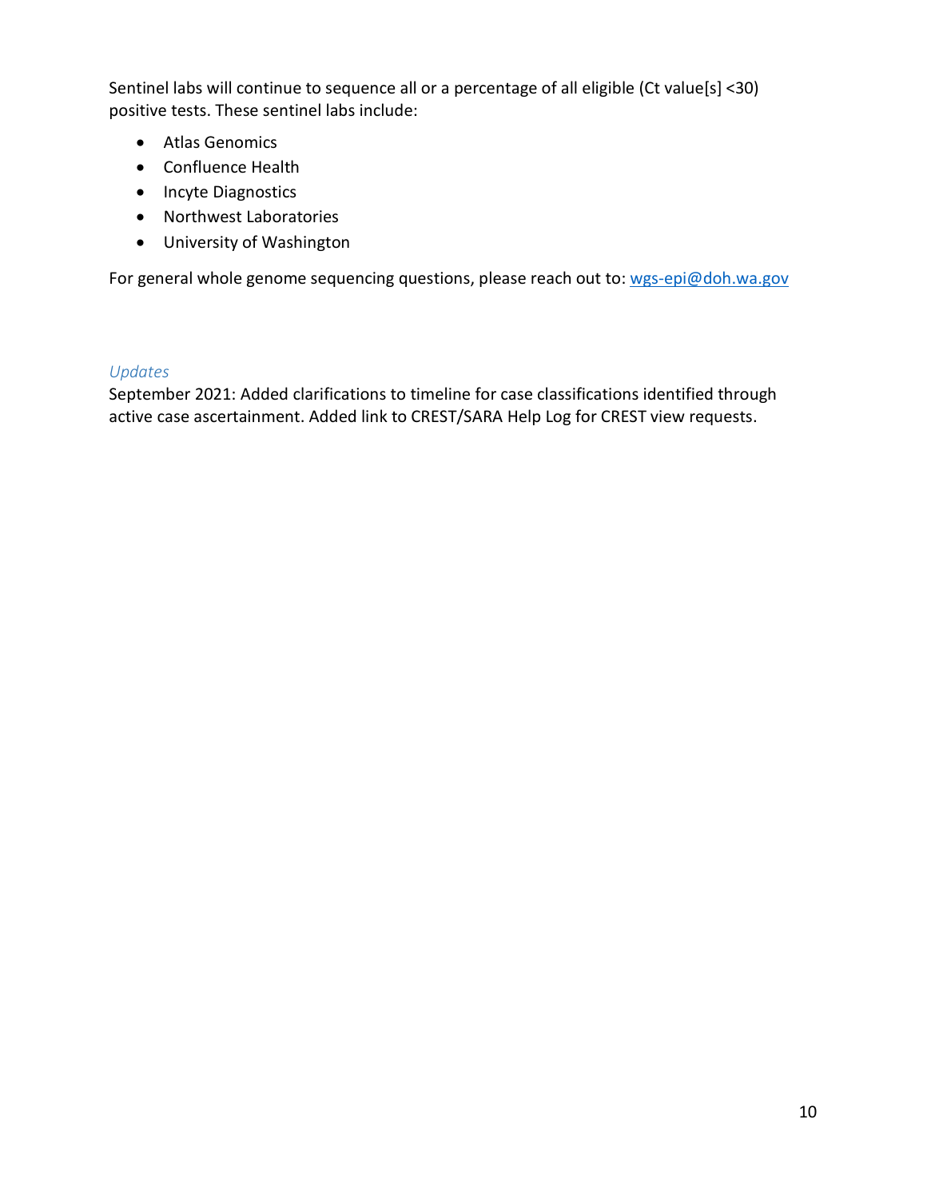Sentinel labs will continue to sequence all or a percentage of all eligible (Ct value[s] <30) positive tests. These sentinel labs include:

- Atlas Genomics
- Confluence Health
- Incyte Diagnostics
- Northwest Laboratories
- University of Washington

For general whole genome sequencing questions, please reach out to: wgs-epi@doh.wa.gov

*Updates*

September 2021: Added clarifications to timeline for case classifications identified through active case ascertainment. Added link to CREST/SARA Help Log for CREST view requests.